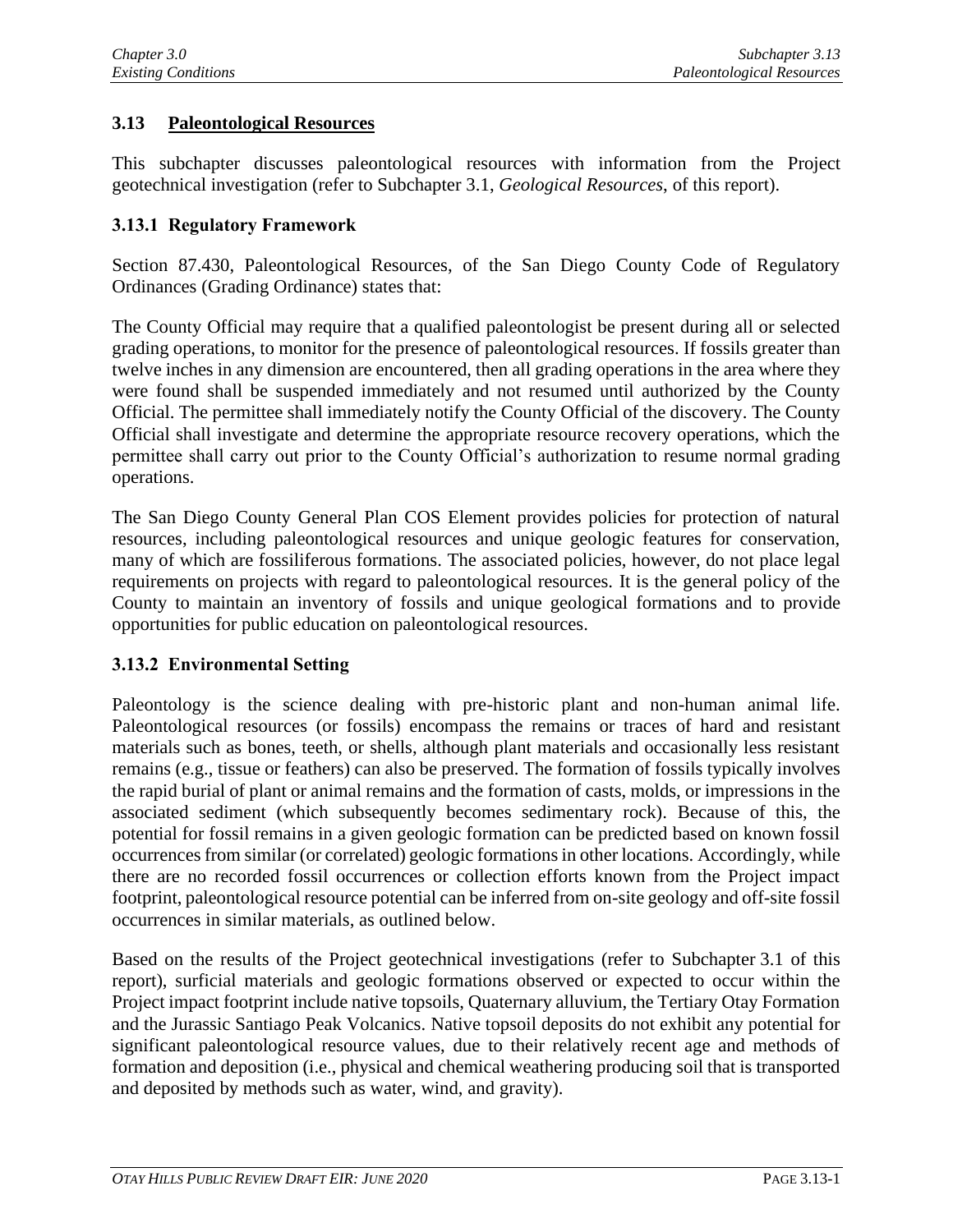## 3.13 Paleontological Resources

This subchapter discusses paleontological resources with information from the Project geotechnical investigation (refer to Subchapter 3.1, *Geological Resources*, of this report).

### 3.13.1 Regulatory Framework

Section 87.430, Paleontological Resources, of the San Diego County Code of Regulatory Ordinances (Grading Ordinance) states that:

The County Official may require that a qualified paleontologist be present during all or selected grading operations, to monitor for the presence of paleontological resources. If fossils greater than twelve inches in any dimension are encountered, then all grading operations in the area where they were found shall be suspended immediately and not resumed until authorized by the County Official. The permittee shall immediately notify the County Official of the discovery. The County Official shall investigate and determine the appropriate resource recovery operations, which the permittee shall carry out prior to the County Official's authorization to resume normal grading operations.

The San Diego County General Plan COS Element provides policies for protection of natural resources, including paleontological resources and unique geologic features for conservation, many of which are fossiliferous formations. The associated policies, however, do not place legal requirements on projects with regard to paleontological resources. It is the general policy of the County to maintain an inventory of fossils and unique geological formations and to provide opportunities for public education on paleontological resources.

### 3.13.2 Environmental Setting

Paleontology is the science dealing with pre-historic plant and non-human animal life. Paleontological resources (or fossils) encompass the remains or traces of hard and resistant materials such as bones, teeth, or shells, although plant materials and occasionally less resistant remains (e.g., tissue or feathers) can also be preserved. The formation of fossils typically involves the rapid burial of plant or animal remains and the formation of casts, molds, or impressions in the associated sediment (which subsequently becomes sedimentary rock). Because of this, the potential for fossil remains in a given geologic formation can be predicted based on known fossil occurrences from similar (or correlated) geologic formations in other locations. Accordingly, while there are no recorded fossil occurrences or collection efforts known from the Project impact footprint, paleontological resource potential can be inferred from on-site geology and off-site fossil occurrences in similar materials, as outlined below.

Based on the results of the Project geotechnical investigations (refer to Subchapter 3.1 of this report), surficial materials and geologic formations observed or expected to occur within the Project impact footprint include native topsoils, Quaternary alluvium, the Tertiary Otay Formation and the Jurassic Santiago Peak Volcanics. Native topsoil deposits do not exhibit any potential for significant paleontological resource values, due to their relatively recent age and methods of formation and deposition (i.e., physical and chemical weathering producing soil that is transported and deposited by methods such as water, wind, and gravity).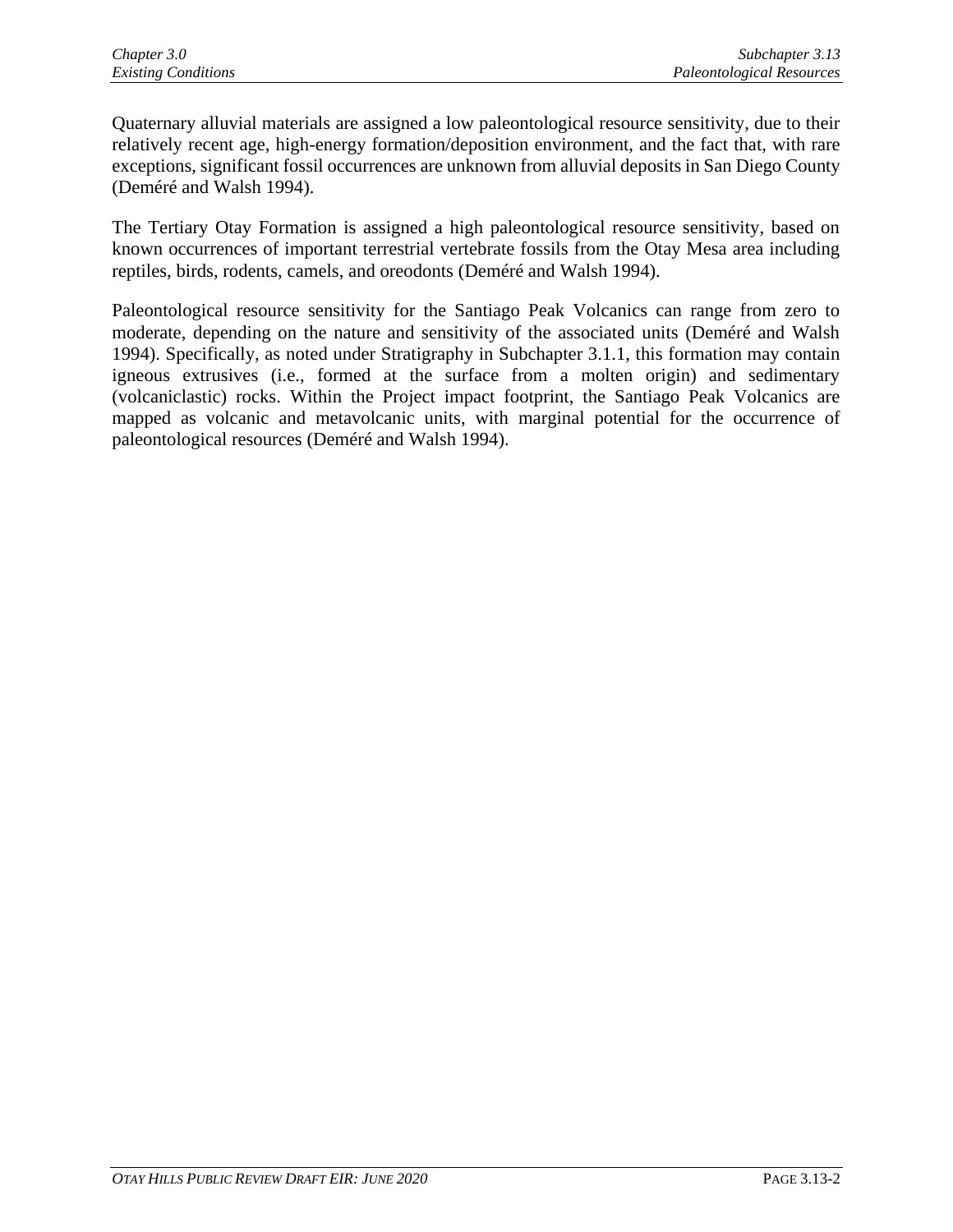Quaternary alluvial materials are assigned a low paleontological resource sensitivity, due to their relatively recent age, high-energy formation/deposition environment, and the fact that, with rare exceptions, significant fossil occurrences are unknown from alluvial deposits in San Diego County (Deméré and Walsh 1994).

The Tertiary Otay Formation is assigned a high paleontological resource sensitivity, based on known occurrences of important terrestrial vertebrate fossils from the Otay Mesa area including reptiles, birds, rodents, camels, and oreodonts (Deméré and Walsh 1994).

Paleontological resource sensitivity for the Santiago Peak Volcanics can range from zero to moderate, depending on the nature and sensitivity of the associated units (Deméré and Walsh 1994). Specifically, as noted under Stratigraphy in Subchapter 3.1.1, this formation may contain igneous extrusives (i.e., formed at the surface from a molten origin) and sedimentary (volcaniclastic) rocks. Within the Project impact footprint, the Santiago Peak Volcanics are mapped as volcanic and metavolcanic units, with marginal potential for the occurrence of paleontological resources (Deméré and Walsh 1994).